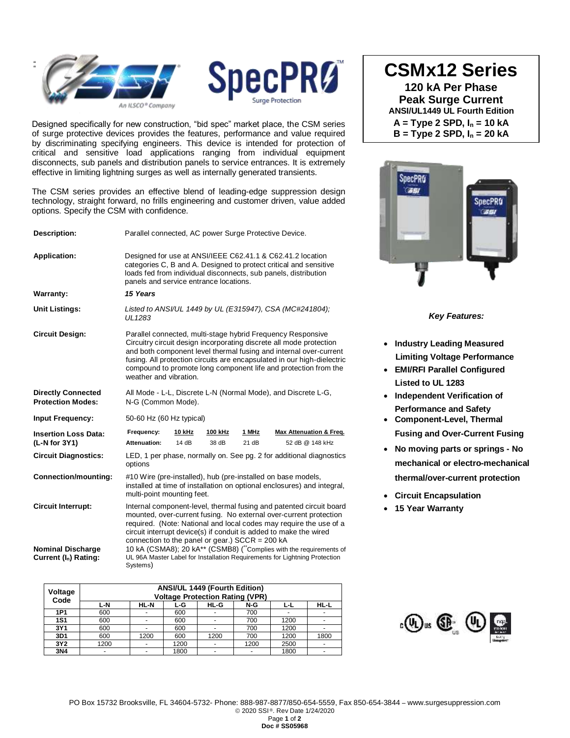# CSMx12 Series

**120 kA Per Phase Peak Surge Current**
**ANSI/UL1449 UL Fourth Edition**
**A = Type 2 SPD, $I_n$ = 10 kA**
**B = Type 2 SPD, $I_n$ = 20 kA**

Designed specifically for new construction, "bid spec" market place, the CSM series of surge protective devices provides the features, performance and value required by discriminating specifying engineers. This device is intended for protection of critical and sensitive load applications ranging from individual equipment disconnects, sub panels and distribution panels to service entrances. It is extremely effective in limiting lightning surges as well as internally generated transients.

The CSM series provides an effective blend of leading-edge suppression design technology, straight forward, no frills engineering and customer driven, value added options. Specify the CSM with confidence.

**Description:** Parallel connected, AC power Surge Protective Device.

**Application:** Designed for use at ANSI/IEEE C62.41.1 & C62.41.2 location categories C, B and A. Designed to protect critical and sensitive loads fed from individual disconnects, sub panels, distribution panels and service entrance locations.

**Warranty:** ***15 Years***

**Unit Listings:** *Listed to ANSI/UL 1449 by UL (E315947), CSA (MC#241804); UL1283*

**Circuit Design:** Parallel connected, multi-stage hybrid Frequency Responsive Circuitry circuit design incorporating discrete all mode protection and both component level thermal fusing and internal over-current fusing. All protection circuits are encapsulated in our high-dielectric compound to promote long component life and protection from the weather and vibration.

**Directly Connected Protection Modes:** All Mode - L-L, Discrete L-N (Normal Mode), and Discrete L-G, N-G (Common Mode).

**Input Frequency:** 50-60 Hz (60 Hz typical)

**Insertion Loss Data: (L-N for 3Y1)**

| Frequency: | 10 kHz | 100 kHz | 1 MHz | Max Attenuation & Freq. |
|---|---|---|---|---|
| Attenuation: | 14 dB | 38 dB | 21 dB | 52 dB @ 148 kHz |

**Circuit Diagnostics:** LED, 1 per phase, normally on. See pg. 2 for additional diagnostics options

**Connection/mounting:** #10 Wire (pre-installed), hub (pre-installed on base models, installed at time of installation on optional enclosures) and integral, multi-point mounting feet.

**Circuit Interrupt:** Internal component-level, thermal fusing and patented circuit board mounted, over-current fusing. No external over-current protection required. (Note: National and local codes may require the use of a circuit interrupt device(s) if conduit is added to make the wired connection to the panel or gear.) SCCR = 200 kA

**Nominal Discharge Current ($I_n$) Rating:** 10 kA (CSMA8); 20 kA** (CSMB8) (**Complies with the requirements of UL 96A Master Label for Installation Requirements for Lightning Protection Systems)

| Voltage Code | ANSI/UL 1449 (Fourth Edition) Voltage Protection Rating (VPR) | | | | | | |
|---|---|---|---|---|---|---|---|
| | L-N | HL-N | L-G | HL-G | N-G | L-L | HL-L |
| 1P1 | 600 | - | 600 | - | 700 | - | - |
| 1S1 | 600 | - | 600 | - | 700 | 1200 | - |
| 3Y1 | 600 | - | 600 | - | 700 | 1200 | - |
| 3D1 | 600 | 1200 | 600 | 1200 | 700 | 1200 | 1800 |
| 3Y2 | 1200 | - | 1200 | - | 1200 | 2500 | - |
| 3N4 | - | - | 1800 | - | - | 1800 | - |

***Key Features:***

- **Industry Leading Measured Limiting Voltage Performance**
- **EMI/RFI Parallel Configured Listed to UL 1283**
- **Independent Verification of Performance and Safety**
- **Component-Level, Thermal Fusing and Over-Current Fusing**
- **No moving parts or springs - No mechanical or electro-mechanical thermal/over-current protection**
- **Circuit Encapsulation**
- **15 Year Warranty**

PO Box 15732 Brooksville, FL 34604-5732- Phone: 888-987-8877/850-654-5559, Fax 850-654-3844 – www.surgesuppression.com
© 2020 SSI®. Rev Date 1/24/2020
**Doc # SS05968**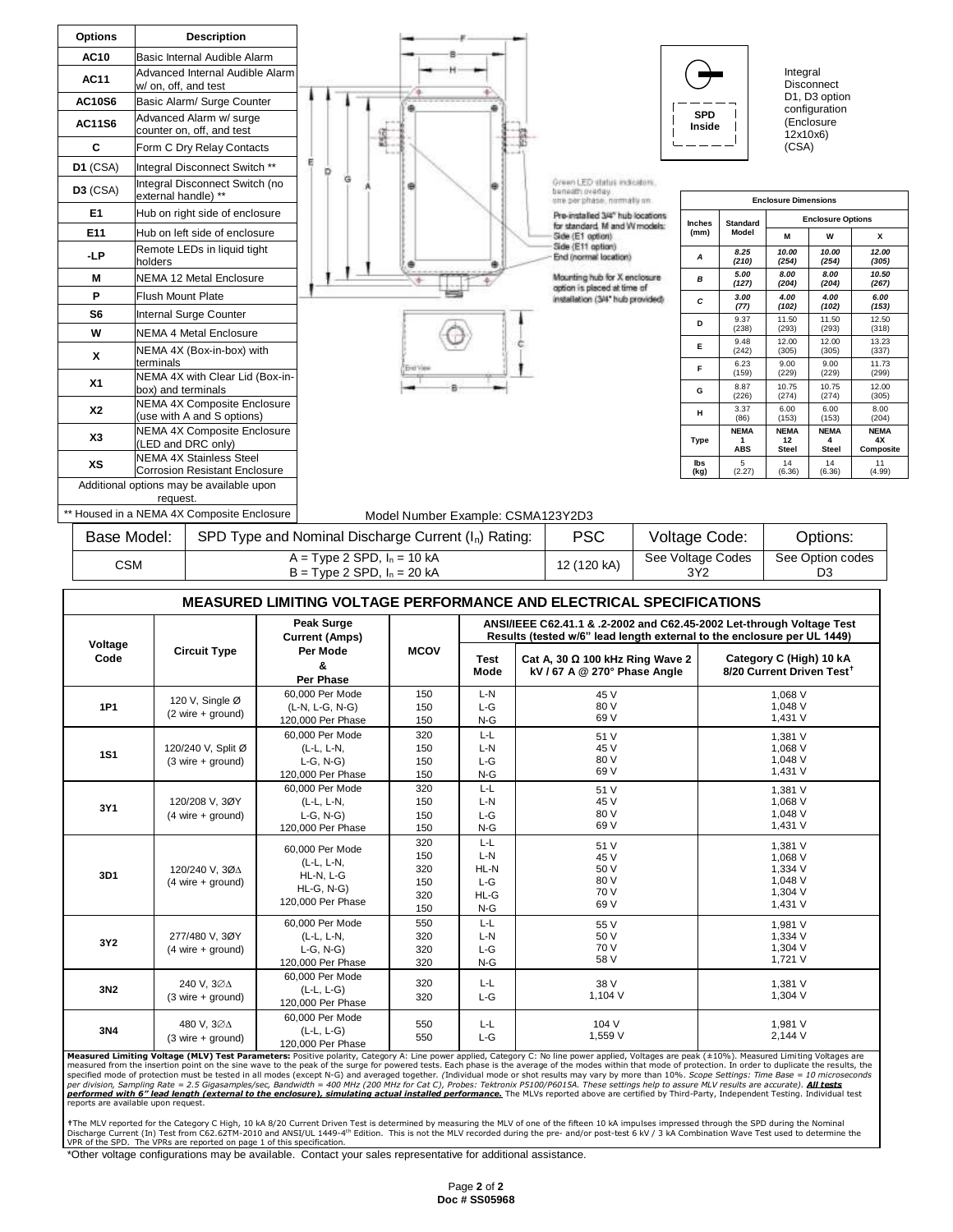| Options | Description |
|---|---|
| AC10 | Basic Internal Audible Alarm |
| AC11 | Advanced Internal Audible Alarm w/ on, off, and test |
| AC10S6 | Basic Alarm/ Surge Counter |
| AC11S6 | Advanced Alarm w/ surge counter on, off, and test |
| C | Form C Dry Relay Contacts |
| D1 (CSA) | Integral Disconnect Switch ** |
| D3 (CSA) | Integral Disconnect Switch (no external handle) ** |
| E1 | Hub on right side of enclosure |
| E11 | Hub on left side of enclosure |
| -LP | Remote LEDs in liquid tight holders |
| M | NEMA 12 Metal Enclosure |
| P | Flush Mount Plate |
| S6 | Internal Surge Counter |
| W | NEMA 4 Metal Enclosure |
| X | NEMA 4X (Box-in-box) with terminals |
| X1 | NEMA 4X with Clear Lid (Box-in-box) and terminals |
| X2 | NEMA 4X Composite Enclosure (use with A and S options) |
| X3 | NEMA 4X Composite Enclosure (LED and DRC only) |
| XS | NEMA 4X Stainless Steel Corrosion Resistant Enclosure |
| Additional options may be available upon request. | |
| ** Housed in a NEMA 4X Composite Enclosure | |

Green LED status indicators, beneath overlay, one per phase, normally on.

Pre-installed 3/4" hub locations for standard, M and W models: Side (E1 option) Side (E11 option) End (normal location)

Mounting hub for X enclosure option is placed at time of installation (3/4" hub provided)

End View

SPD Inside

Integral Disconnect D1, D3 option configuration (Enclosure 12x10x6) (CSA)

**Enclosure Dimensions**

| Inches (mm) | Standard Model | Enclosure Options | | |
|---|---|---|---|---|
| | | M | W | X |
| A | 8.25 (210) | 10.00 (254) | 10.00 (254) | 12.00 (305) |
| B | 5.00 (127) | 8.00 (204) | 8.00 (204) | 10.50 (267) |
| C | 3.00 (77) | 4.00 (102) | 4.00 (102) | 6.00 (153) |
| D | 9.37 (238) | 11.50 (293) | 11.50 (293) | 12.50 (318) |
| E | 9.48 (242) | 12.00 (305) | 12.00 (305) | 13.23 (337) |
| F | 6.23 (159) | 9.00 (229) | 9.00 (229) | 11.73 (299) |
| G | 8.87 (226) | 10.75 (274) | 10.75 (274) | 12.00 (305) |
| H | 3.37 (86) | 6.00 (153) | 6.00 (153) | 8.00 (204) |
| Type | NEMA 1 ABS | NEMA 12 Steel | NEMA 4 Steel | NEMA 4X Composite |
| lbs (kg) | 5 (2.27) | 14 (6.36) | 14 (6.36) | 11 (4.99) |

Model Number Example: CSMA123Y2D3

| Base Model: | SPD Type and Nominal Discharge Current ($I_n$) Rating: | PSC | Voltage Code: | Options: |
|---|---|---|---|---|
| CSM | A = Type 2 SPD, $I_n$ = 10 kA<br>B = Type 2 SPD, $I_n$ = 20 kA | 12 (120 kA) | See Voltage Codes 3Y2 | See Option codes D3 |

## MEASURED LIMITING VOLTAGE PERFORMANCE AND ELECTRICAL SPECIFICATIONS

| Voltage Code | Circuit Type | Peak Surge Current (Amps) Per Mode & Per Phase | MCOV | ANSI/IEEE C62.41.1 & .2-2002 and C62.45-2002 Let-through Voltage Test Results (tested w/6" lead length external to the enclosure per UL 1449) | | |
|---|---|---|---|---|---|---|
| | | | | Test Mode | Cat A, 30 Ω 100 kHz Ring Wave 2 kV / 67 A @ 270° Phase Angle | Category C (High) 10 kA 8/20 Current Driven Test† |
| 1P1 | 120 V, Single Ø (2 wire + ground) | 60,000 Per Mode (L-N, L-G, N-G) 120,000 Per Phase | 150<br>150<br>150 | L-N<br>L-G<br>N-G | 45 V<br>80 V<br>69 V | 1,068 V<br>1,048 V<br>1,431 V |
| 1S1 | 120/240 V, Split Ø (3 wire + ground) | 60,000 Per Mode (L-L, L-N, L-G, N-G) 120,000 Per Phase | 320<br>150<br>150<br>150 | L-L<br>L-N<br>L-G<br>N-G | 51 V<br>45 V<br>80 V<br>69 V | 1,381 V<br>1,068 V<br>1,048 V<br>1,431 V |
| 3Y1 | 120/208 V, 3ØY (4 wire + ground) | 60,000 Per Mode (L-L, L-N, L-G, N-G) 120,000 Per Phase | 320<br>150<br>150<br>150 | L-L<br>L-N<br>L-G<br>N-G | 51 V<br>45 V<br>80 V<br>69 V | 1,381 V<br>1,068 V<br>1,048 V<br>1,431 V |
| 3D1 | 120/240 V, 3ØΔ (4 wire + ground) | 60,000 Per Mode (L-L, L-N, HL-N, L-G HL-G, N-G) 120,000 Per Phase | 320<br>150<br>320<br>150<br>320<br>150 | L-L<br>L-N<br>HL-N<br>L-G<br>HL-G<br>N-G | 51 V<br>45 V<br>50 V<br>80 V<br>70 V<br>69 V | 1,381 V<br>1,068 V<br>1,334 V<br>1,048 V<br>1,304 V<br>1,431 V |
| 3Y2 | 277/480 V, 3ØY (4 wire + ground) | 60,000 Per Mode (L-L, L-N, L-G, N-G) 120,000 Per Phase | 550<br>320<br>320<br>320 | L-L<br>L-N<br>L-G<br>N-G | 55 V<br>50 V<br>70 V<br>58 V | 1,981 V<br>1,334 V<br>1,304 V<br>1,721 V |
| 3N2 | 240 V, 3∅Δ (3 wire + ground) | 60,000 Per Mode (L-L, L-G) 120,000 Per Phase | 320<br>320 | L-L<br>L-G | 38 V<br>1,104 V | 1,381 V<br>1,304 V |
| 3N4 | 480 V, 3∅Δ (3 wire + ground) | 60,000 Per Mode (L-L, L-G) 120,000 Per Phase | 550<br>550 | L-L<br>L-G | 104 V<br>1,559 V | 1,981 V<br>2,144 V |

**Measured Limiting Voltage (MLV) Test Parameters:** Positive polarity, Category A: Line power applied, Category C: No line power applied, Voltages are peak (±10%). Measured Limiting Voltages are measured from the insertion point on the sine wave to the peak of the surge for powered tests. Each phase is the average of the modes within that mode of protection. In order to duplicate the results, the specified mode of protection must be tested in all modes (except N-G) and averaged together. *(Individual mode or shot results may vary by more than 10%. Scope Settings: Time Base = 10 microseconds per division, Sampling Rate = 2.5 Gigasamples/sec, Bandwidth = 400 MHz (200 MHz for Cat C), Probes: Tektronix P5100/P6015A. These settings help to assure MLV results are accurate).* ***All tests performed with 6" lead length (external to the enclosure), simulating actual installed performance.*** The MLVs reported above are certified by Third-Party, Independent Testing. Individual test reports are available upon request.

†The MLV reported for the Category C High, 10 kA 8/20 Current Driven Test is determined by measuring the MLV of one of the fifteen 10 kA impulses impressed through the SPD during the Nominal Discharge Current (In) Test from C62.62TM-2010 and ANSI/UL 1449-4th Edition. This is not the MLV recorded during the pre- and/or post-test 6 kV / 3 kA Combination Wave Test used to determine the VPR of the SPD. The VPRs are reported on page 1 of this specification.

*Other voltage configurations may be available. Contact your sales representative for additional assistance.

Doc # SS05968